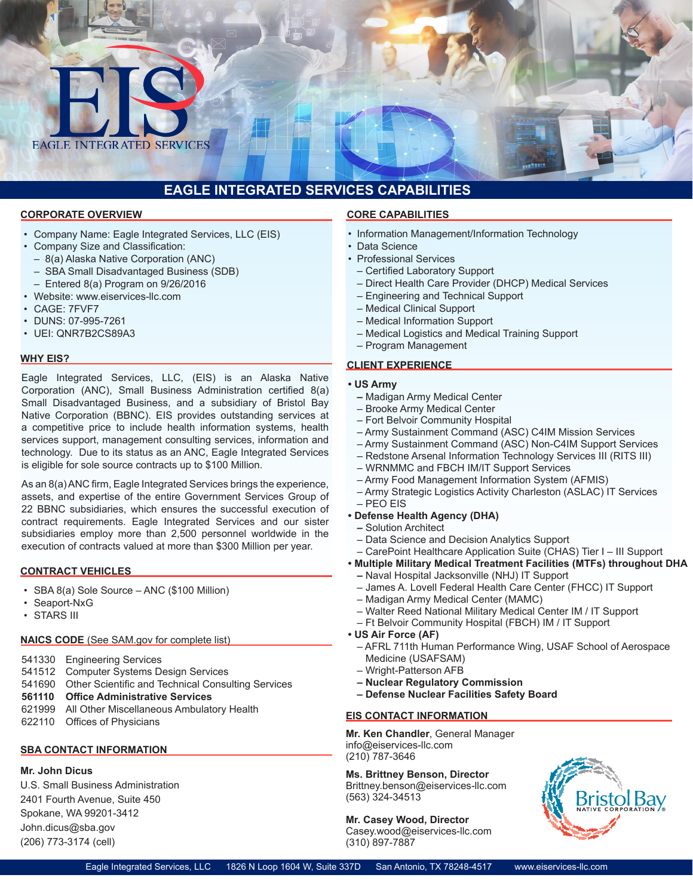# EAGLE INTEGRATED SERVICES CAPABILITIES

## CORPORATE OVERVIEW

- Company Name: Eagle Integrated Services, LLC (EIS)
- Company Size and Classification:
  - 8(a) Alaska Native Corporation (ANC)
  - SBA Small Disadvantaged Business (SDB)
  - Entered 8(a) Program on 9/26/2016
- Website: www.eiservices-llc.com
- CAGE: 7FVF7
- DUNS: 07-995-7261
- UEI: QNR7B2CS89A3

## WHY EIS?

Eagle Integrated Services, LLC, (EIS) is an Alaska Native Corporation (ANC), Small Business Administration certified 8(a) Small Disadvantaged Business, and a subsidiary of Bristol Bay Native Corporation (BBNC). EIS provides outstanding services at a competitive price to include health information systems, health services support, management consulting services, information and technology. Due to its status as an ANC, Eagle Integrated Services is eligible for sole source contracts up to $100 Million.

As an 8(a) ANC firm, Eagle Integrated Services brings the experience, assets, and expertise of the entire Government Services Group of 22 BBNC subsidiaries, which ensures the successful execution of contract requirements. Eagle Integrated Services and our sister subsidiaries employ more than 2,500 personnel worldwide in the execution of contracts valued at more than $300 Million per year.

## CONTRACT VEHICLES

- SBA 8(a) Sole Source – ANC ($100 Million)
- Seaport-NxG
- STARS III

## NAICS CODE (See SAM.gov for complete list)

541330 Engineering Services
541512 Computer Systems Design Services
541690 Other Scientific and Technical Consulting Services
**561110 Office Administrative Services**
621999 All Other Miscellaneous Ambulatory Health
622110 Offices of Physicians

## SBA CONTACT INFORMATION

**Mr. John Dicus**
U.S. Small Business Administration
2401 Fourth Avenue, Suite 450
Spokane, WA 99201-3412
John.dicus@sba.gov
(206) 773-3174 (cell)

## CORE CAPABILITIES

- Information Management/Information Technology
- Data Science
- Professional Services
  - Certified Laboratory Support
  - Direct Health Care Provider (DHCP) Medical Services
  - Engineering and Technical Support
  - Medical Clinical Support
  - Medical Information Support
  - Medical Logistics and Medical Training Support
  - Program Management

## CLIENT EXPERIENCE

- **US Army**
  - Madigan Army Medical Center
  - Brooke Army Medical Center
  - Fort Belvoir Community Hospital
  - Army Sustainment Command (ASC) C4IM Mission Services
  - Army Sustainment Command (ASC) Non-C4IM Support Services
  - Redstone Arsenal Information Technology Services III (RITS III)
  - WRNMMC and FBCH IM/IT Support Services
  - Army Food Management Information System (AFMIS)
  - Army Strategic Logistics Activity Charleston (ASLAC) IT Services
  - PEO EIS
- **Defense Health Agency (DHA)**
  - Solution Architect
  - Data Science and Decision Analytics Support
  - CarePoint Healthcare Application Suite (CHAS) Tier I – III Support
- **Multiple Military Medical Treatment Facilities (MTFs) throughout DHA**
  - Naval Hospital Jacksonville (NHJ) IT Support
  - James A. Lovell Federal Health Care Center (FHCC) IT Support
  - Madigan Army Medical Center (MAMC)
  - Walter Reed National Military Medical Center IM / IT Support
  - Ft Belvoir Community Hospital (FBCH) IM / IT Support
- **US Air Force (AF)**
  - AFRL 711th Human Performance Wing, USAF School of Aerospace Medicine (USAFSAM)
  - Wright-Patterson AFB
  - **Nuclear Regulatory Commission**
  - **Defense Nuclear Facilities Safety Board**

## EIS CONTACT INFORMATION

**Mr. Ken Chandler**, General Manager
info@eiservices-llc.com
(210) 787-3646

**Ms. Brittney Benson, Director**
Brittney.benson@eiservices-llc.com
(563) 324-34513

**Mr. Casey Wood, Director**
Casey.wood@eiservices-llc.com
(310) 897-7887

Eagle Integrated Services, LLC 1826 N Loop 1604 W, Suite 337D San Antonio, TX 78248-4517 www.eiservices-llc.com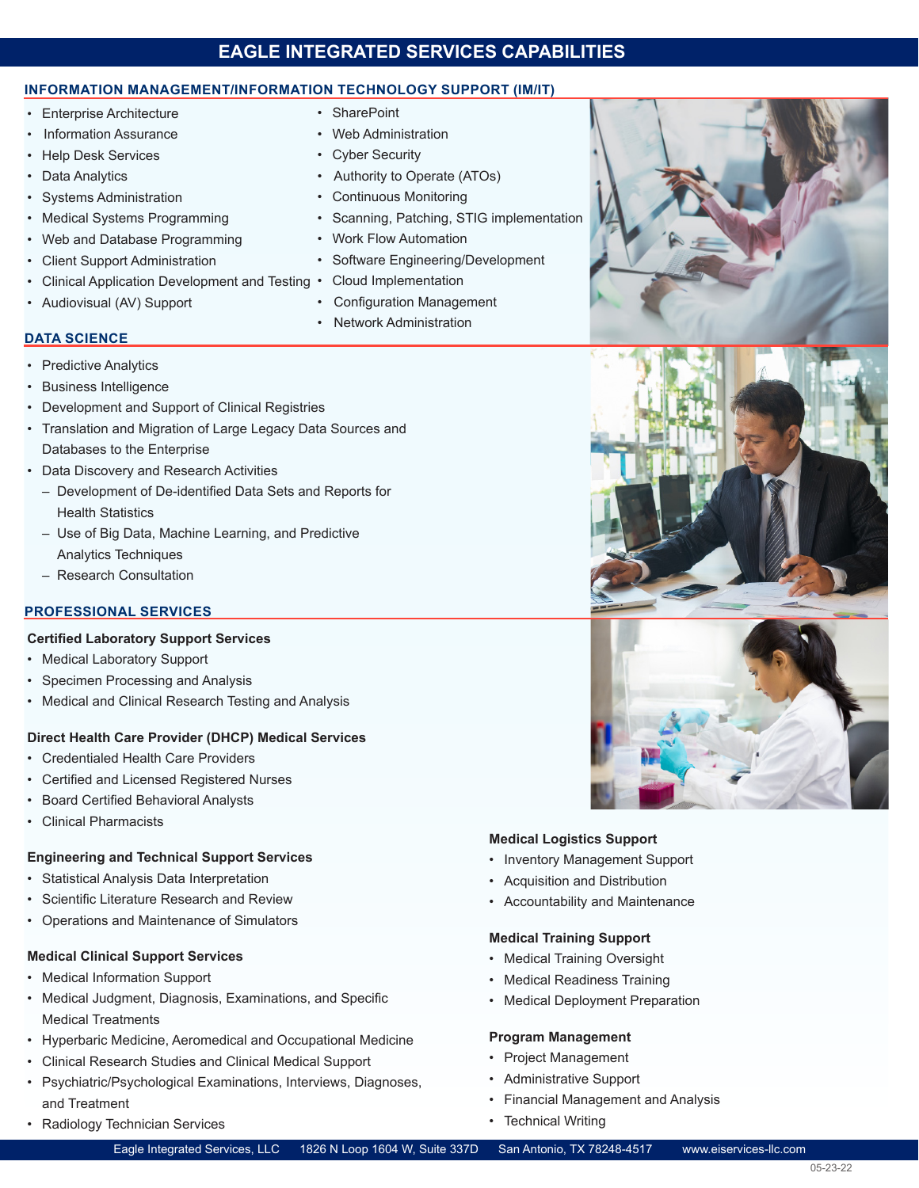# EAGLE INTEGRATED SERVICES CAPABILITIES

## INFORMATION MANAGEMENT/INFORMATION TECHNOLOGY SUPPORT (IM/IT)

- Enterprise Architecture
- Information Assurance
- Help Desk Services
- Data Analytics
- Systems Administration
- Medical Systems Programming
- Web and Database Programming
- Client Support Administration
- Clinical Application Development and Testing
- Audiovisual (AV) Support
- SharePoint
- Web Administration
- Cyber Security
- Authority to Operate (ATOs)
- Continuous Monitoring
- Scanning, Patching, STIG implementation
- Work Flow Automation
- Software Engineering/Development
- Cloud Implementation
- Configuration Management
- Network Administration

## DATA SCIENCE

- Predictive Analytics
- Business Intelligence
- Development and Support of Clinical Registries
- Translation and Migration of Large Legacy Data Sources and Databases to the Enterprise
- Data Discovery and Research Activities
  - Development of De-identified Data Sets and Reports for Health Statistics
  - Use of Big Data, Machine Learning, and Predictive Analytics Techniques
  - Research Consultation

## PROFESSIONAL SERVICES

### Certified Laboratory Support Services

- Medical Laboratory Support
- Specimen Processing and Analysis
- Medical and Clinical Research Testing and Analysis

### Direct Health Care Provider (DHCP) Medical Services

- Credentialed Health Care Providers
- Certified and Licensed Registered Nurses
- Board Certified Behavioral Analysts
- Clinical Pharmacists

### Engineering and Technical Support Services

- Statistical Analysis Data Interpretation
- Scientific Literature Research and Review
- Operations and Maintenance of Simulators

### Medical Clinical Support Services

- Medical Information Support
- Medical Judgment, Diagnosis, Examinations, and Specific Medical Treatments
- Hyperbaric Medicine, Aeromedical and Occupational Medicine
- Clinical Research Studies and Clinical Medical Support
- Psychiatric/Psychological Examinations, Interviews, Diagnoses, and Treatment
- Radiology Technician Services

### Medical Logistics Support

- Inventory Management Support
- Acquisition and Distribution
- Accountability and Maintenance

### Medical Training Support

- Medical Training Oversight
- Medical Readiness Training
- Medical Deployment Preparation

### Program Management

- Project Management
- Administrative Support
- Financial Management and Analysis
- Technical Writing

Eagle Integrated Services, LLC 1826 N Loop 1604 W, Suite 337D San Antonio, TX 78248-4517 www.eiservices-llc.com

05-23-22